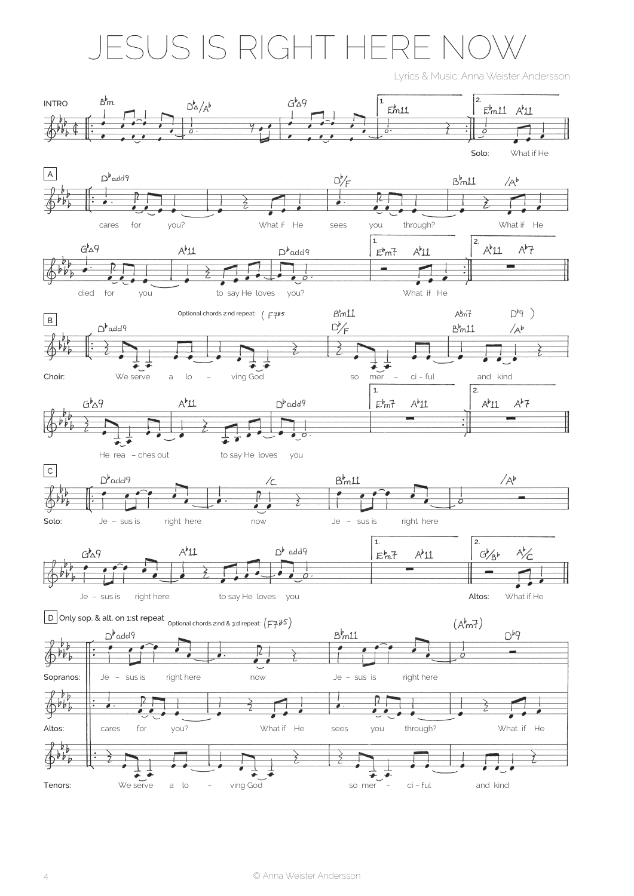# JESUS IS RIGHT HERE NOW

Lyrics & Music: Anna Weister Andersson

**INTRO**

B♭m — D♭Δ/A♭ — G♭Δ9 — 1. E♭m11 — 2. E♭m11 A♭11

Solo: What if He

**A**

D♭add9 — D♭/F — B♭m11 — /A♭

cares for you? What if He sees you through? What if He

G♭Δ9 — A♭11 — D♭add9 — 1. E♭m7 A♭11 — 2. A♭11 A♭7

died for you to say He loves you? What if He

**B**

Optional chords 2:nd repeat: ( F7♯5 — B♭m11 — A♭m7 D♭9 )

D♭add9 — D♭/F — B♭m11 — /A♭

Choir: We serve a lo – ving God so mer – ci – ful and kind

G♭Δ9 — A♭11 — D♭add9 — 1. E♭m7 A♭11 — 2. A♭11 A♭7

He rea – ches out to say He loves you

**C**

D♭add9 — /C — B♭m11 — /A♭

Solo: Je – sus is right here now Je – sus is right here

G♭Δ9 — A♭11 — D♭ add9 — 1. E♭m7 A♭11 — 2. G♭/B♭ A♭/C

Je – sus is right here to say He loves you Altos: What if He

**D** Only sop. & alt. on 1:st repeat

Optional chords 2:nd & 3:d repeat: (F7♯5) — (A♭m7)

D♭add9 — B♭m11 — D♭9

Sopranos: Je – sus is right here now Je – sus is right here

Altos: cares for you? What if He sees you through? What if He

Tenors: We serve a lo – ving God so mer – ci – ful and kind

© Anna Weister Andersson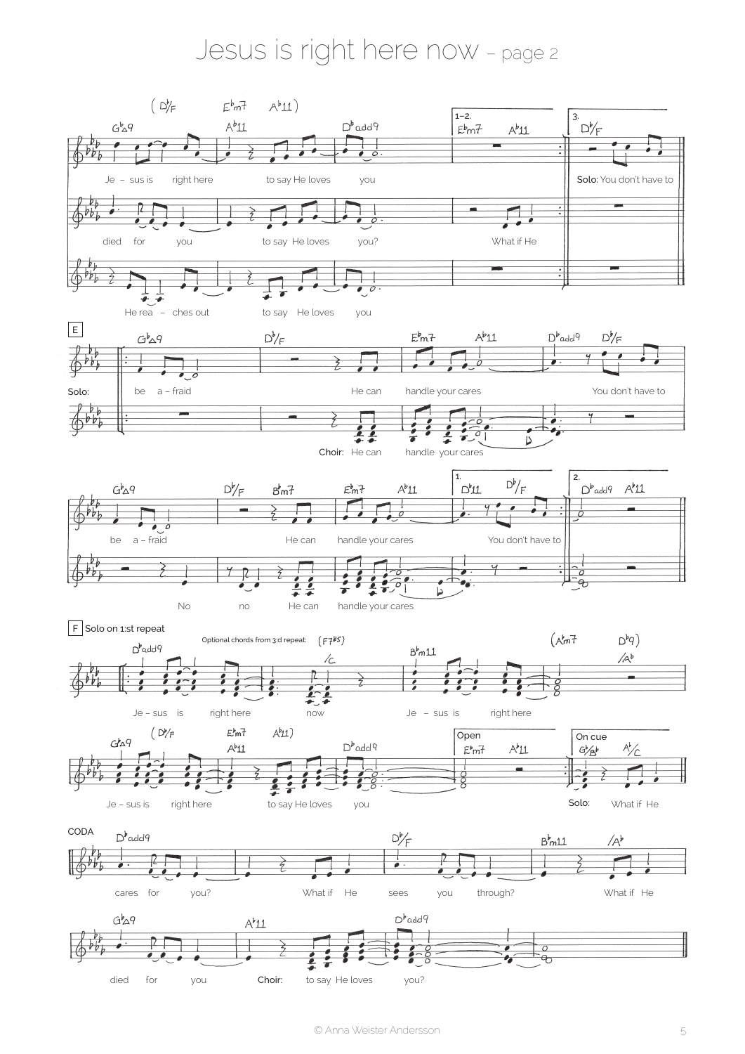# Jesus is right here now – page 2

(D♭/F E♭m7 A♭11)

G♭Δ9 A♭11 D♭add9 | 1–2. E♭m7 A♭11 | 3. D♭/F

Je – sus is right here to say He loves you

Solo: You don't have to

died for you to say He loves you? What if He

He rea – ches out to say He loves you

E

G♭Δ9 D♭/F E♭m7 A♭11 D♭add9 D♭/F

Solo: be a – fraid He can handle your cares You don't have to

Choir: He can handle your cares

G♭Δ9 D♭/F B♭m7 E♭m7 A♭11 | 1. D♭11 D♭/F | 2. D♭add9 A♭11

be a – fraid He can handle your cares You don't have to

No no He can handle your cares

F Solo on 1:st repeat

D♭add9 Optional chords from 3:d repeat: (F7♯5) /C B♭m11 (A♭m7 D♭9) /A♭

Je – sus is right here now Je – sus is right here

G♭Δ9 (D♭/F E♭m7 A♭11) A♭11 D♭add9 | Open E♭m7 A♭11 | On cue G♭/B♭ A♭/C

Je – sus is right here to say He loves you

Solo: What if He

CODA

D♭add9 D♭/F B♭m11 /A♭

cares for you? What if He sees you through? What if He

G♭Δ9 A♭11 D♭add9

died for you Choir: to say He loves you?

© Anna Weister Andersson